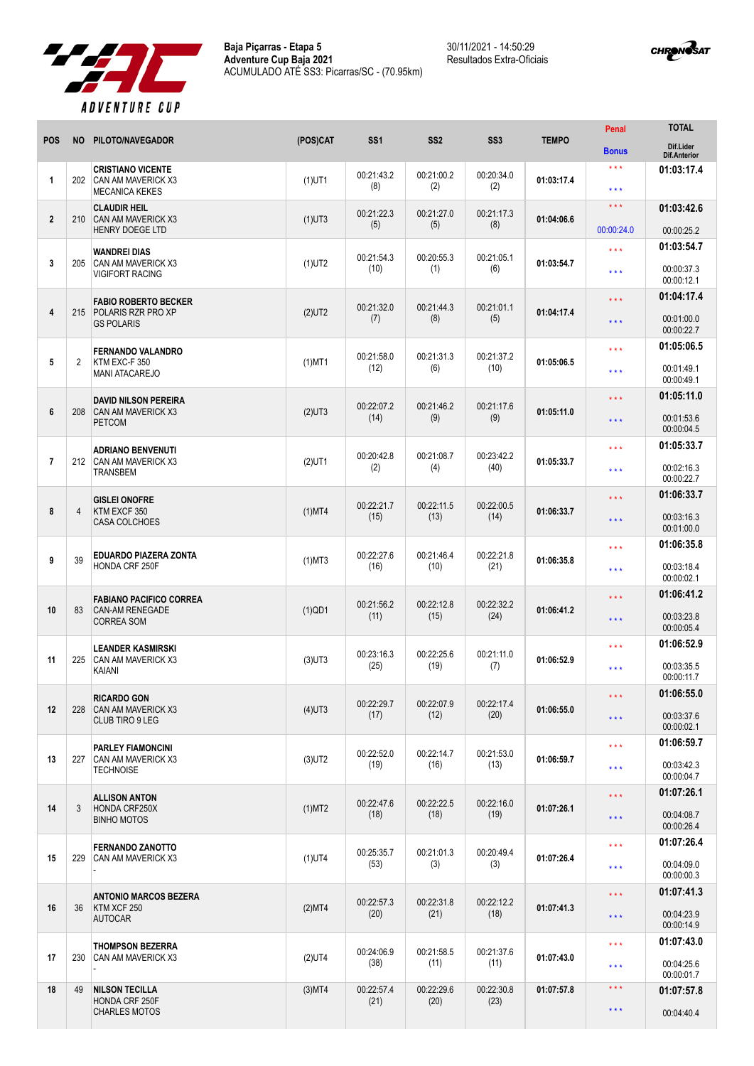**Baja Piçarras - Etapa 5**
**Adventure Cup Baja 2021**
ACUMULADO ATÉ SS3: Picarras/SC - (70.95km)

30/11/2021 - 14:50:29
Resultados Extra-Oficiais

| POS | NO | PILOTO/NAVEGADOR | (POS)CAT | SS1 | SS2 | SS3 | TEMPO | Penal / Bonus | TOTAL / Dif.Lider / Dif.Anterior |
|---|---|---|---|---|---|---|---|---|---|
| 1 | 202 | **CRISTIANO VICENTE** CAN AM MAVERICK X3 MECANICA KEKES | (1)UT1 | 00:21:43.2 (8) | 00:21:00.2 (2) | 00:20:34.0 (2) | **01:03:17.4** | \*\*\* / \*\*\* | **01:03:17.4** |
| 2 | 210 | **CLAUDIR HEIL** CAN AM MAVERICK X3 HENRY DOEGE LTD | (1)UT3 | 00:21:22.3 (5) | 00:21:27.0 (5) | 00:21:17.3 (8) | **01:04:06.6** | \*\*\* / 00:00:24.0 | **01:03:42.6** 00:00:25.2 |
| 3 | 205 | **WANDREI DIAS** CAN AM MAVERICK X3 VIGIFORT RACING | (1)UT2 | 00:21:54.3 (10) | 00:20:55.3 (1) | 00:21:05.1 (6) | **01:03:54.7** | \*\*\* / \*\*\* | **01:03:54.7** 00:00:37.3 00:00:12.1 |
| 4 | 215 | **FABIO ROBERTO BECKER** POLARIS RZR PRO XP GS POLARIS | (2)UT2 | 00:21:32.0 (7) | 00:21:44.3 (8) | 00:21:01.1 (5) | **01:04:17.4** | \*\*\* / \*\*\* | **01:04:17.4** 00:01:00.0 00:00:22.7 |
| 5 | 2 | **FERNANDO VALANDRO** KTM EXC-F 350 MANI ATACAREJO | (1)MT1 | 00:21:58.0 (12) | 00:21:31.3 (6) | 00:21:37.2 (10) | **01:05:06.5** | \*\*\* / \*\*\* | **01:05:06.5** 00:01:49.1 00:00:49.1 |
| 6 | 208 | **DAVID NILSON PEREIRA** CAN AM MAVERICK X3 PETCOM | (2)UT3 | 00:22:07.2 (14) | 00:21:46.2 (9) | 00:21:17.6 (9) | **01:05:11.0** | \*\*\* / \*\*\* | **01:05:11.0** 00:01:53.6 00:00:04.5 |
| 7 | 212 | **ADRIANO BENVENUTI** CAN AM MAVERICK X3 TRANSBEM | (2)UT1 | 00:20:42.8 (2) | 00:21:08.7 (4) | 00:23:42.2 (40) | **01:05:33.7** | \*\*\* / \*\*\* | **01:05:33.7** 00:02:16.3 00:00:22.7 |
| 8 | 4 | **GISLEI ONOFRE** KTM EXCF 350 CASA COLCHOES | (1)MT4 | 00:22:21.7 (15) | 00:22:11.5 (13) | 00:22:00.5 (14) | **01:06:33.7** | \*\*\* / \*\*\* | **01:06:33.7** 00:03:16.3 00:01:00.0 |
| 9 | 39 | **EDUARDO PIAZERA ZONTA** HONDA CRF 250F | (1)MT3 | 00:22:27.6 (16) | 00:21:46.4 (10) | 00:22:21.8 (21) | **01:06:35.8** | \*\*\* / \*\*\* | **01:06:35.8** 00:03:18.4 00:00:02.1 |
| 10 | 83 | **FABIANO PACIFICO CORREA** CAN-AM RENEGADE CORREA SOM | (1)QD1 | 00:21:56.2 (11) | 00:22:12.8 (15) | 00:22:32.2 (24) | **01:06:41.2** | \*\*\* / \*\*\* | **01:06:41.2** 00:03:23.8 00:00:05.4 |
| 11 | 225 | **LEANDER KASMIRSKI** CAN AM MAVERICK X3 KAIANI | (3)UT3 | 00:23:16.3 (25) | 00:22:25.6 (19) | 00:21:11.0 (7) | **01:06:52.9** | \*\*\* / \*\*\* | **01:06:52.9** 00:03:35.5 00:00:11.7 |
| 12 | 228 | **RICARDO GON** CAN AM MAVERICK X3 CLUB TIRO 9 LEG | (4)UT3 | 00:22:29.7 (17) | 00:22:07.9 (12) | 00:22:17.4 (20) | **01:06:55.0** | \*\*\* / \*\*\* | **01:06:55.0** 00:03:37.6 00:00:02.1 |
| 13 | 227 | **PARLEY FIAMONCINI** CAN AM MAVERICK X3 TECHNOISE | (3)UT2 | 00:22:52.0 (19) | 00:22:14.7 (16) | 00:21:53.0 (13) | **01:06:59.7** | \*\*\* / \*\*\* | **01:06:59.7** 00:03:42.3 00:00:04.7 |
| 14 | 3 | **ALLISON ANTON** HONDA CRF250X BINHO MOTOS | (1)MT2 | 00:22:47.6 (18) | 00:22:22.5 (18) | 00:22:16.0 (19) | **01:07:26.1** | \*\*\* / \*\*\* | **01:07:26.1** 00:04:08.7 00:00:26.4 |
| 15 | 229 | **FERNANDO ZANOTTO** CAN AM MAVERICK X3 - | (1)UT4 | 00:25:35.7 (53) | 00:21:01.3 (3) | 00:20:49.4 (3) | **01:07:26.4** | \*\*\* / \*\*\* | **01:07:26.4** 00:04:09.0 00:00:00.3 |
| 16 | 36 | **ANTONIO MARCOS BEZERA** KTM XCF 250 AUTOCAR | (2)MT4 | 00:22:57.3 (20) | 00:22:31.8 (21) | 00:22:12.2 (18) | **01:07:41.3** | \*\*\* / \*\*\* | **01:07:41.3** 00:04:23.9 00:00:14.9 |
| 17 | 230 | **THOMPSON BEZERRA** CAN AM MAVERICK X3 - | (2)UT4 | 00:24:06.9 (38) | 00:21:58.5 (11) | 00:21:37.6 (11) | **01:07:43.0** | \*\*\* / \*\*\* | **01:07:43.0** 00:04:25.6 00:00:01.7 |
| 18 | 49 | **NILSON TECILLA** HONDA CRF 250F CHARLES MOTOS | (3)MT4 | 00:22:57.4 (21) | 00:22:29.6 (20) | 00:22:30.8 (23) | **01:07:57.8** | \*\*\* / \*\*\* | **01:07:57.8** 00:04:40.4 |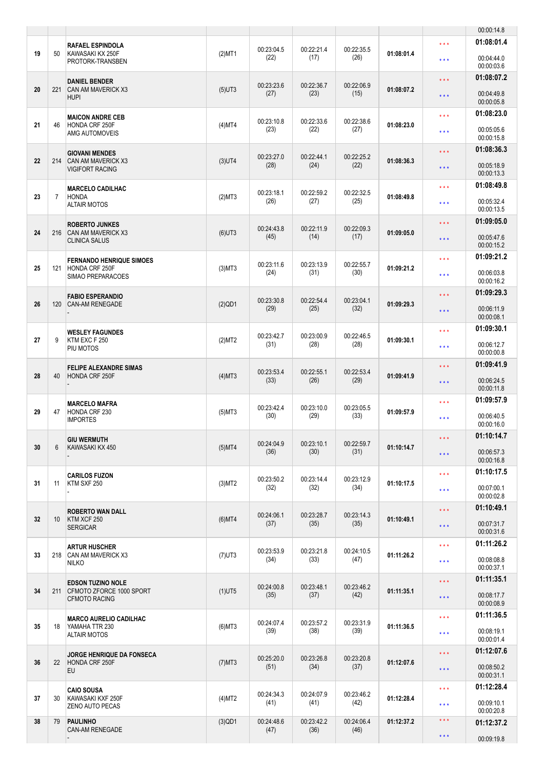| | | | | | | | | | |
|---|---|---|---|---|---|---|---|---|---|
| | | | | | | | | | 00:00:14.8 |
| 19 | 50 | **RAFAEL ESPINDOLA**<br>KAWASAKI KX 250F<br>PROTORK-TRANSBEN | (2)MT1 | 00:23:04.5<br>(22) | 00:22:21.4<br>(17) | 00:22:35.5<br>(26) | 01:08:01.4 | \*\*\*<br>\*\*\* | **01:08:01.4**<br>00:04:44.0<br>00:00:03.6 |
| 20 | 221 | **DANIEL BENDER**<br>CAN AM MAVERICK X3<br>HUPI | (5)UT3 | 00:23:23.6<br>(27) | 00:22:36.7<br>(23) | 00:22:06.9<br>(15) | 01:08:07.2 | \*\*\*<br>\*\*\* | **01:08:07.2**<br>00:04:49.8<br>00:00:05.8 |
| 21 | 46 | **MAICON ANDRE CEB**<br>HONDA CRF 250F<br>AMG AUTOMOVEIS | (4)MT4 | 00:23:10.8<br>(23) | 00:22:33.6<br>(22) | 00:22:38.6<br>(27) | 01:08:23.0 | \*\*\*<br>\*\*\* | **01:08:23.0**<br>00:05:05.6<br>00:00:15.8 |
| 22 | 214 | **GIOVANI MENDES**<br>CAN AM MAVERICK X3<br>VIGIFORT RACING | (3)UT4 | 00:23:27.0<br>(28) | 00:22:44.1<br>(24) | 00:22:25.2<br>(22) | 01:08:36.3 | \*\*\*<br>\*\*\* | **01:08:36.3**<br>00:05:18.9<br>00:00:13.3 |
| 23 | 7 | **MARCELO CADILHAC**<br>HONDA<br>ALTAIR MOTOS | (2)MT3 | 00:23:18.1<br>(26) | 00:22:59.2<br>(27) | 00:22:32.5<br>(25) | 01:08:49.8 | \*\*\*<br>\*\*\* | **01:08:49.8**<br>00:05:32.4<br>00:00:13.5 |
| 24 | 216 | **ROBERTO JUNKES**<br>CAN AM MAVERICK X3<br>CLINICA SALUS | (6)UT3 | 00:24:43.8<br>(45) | 00:22:11.9<br>(14) | 00:22:09.3<br>(17) | 01:09:05.0 | \*\*\*<br>\*\*\* | **01:09:05.0**<br>00:05:47.6<br>00:00:15.2 |
| 25 | 121 | **FERNANDO HENRIQUE SIMOES**<br>HONDA CRF 250F<br>SIMAO PREPARACOES | (3)MT3 | 00:23:11.6<br>(24) | 00:23:13.9<br>(31) | 00:22:55.7<br>(30) | 01:09:21.2 | \*\*\*<br>\*\*\* | **01:09:21.2**<br>00:06:03.8<br>00:00:16.2 |
| 26 | 120 | **FABIO ESPERANDIO**<br>CAN-AM RENEGADE<br>- | (2)QD1 | 00:23:30.8<br>(29) | 00:22:54.4<br>(25) | 00:23:04.1<br>(32) | 01:09:29.3 | \*\*\*<br>\*\*\* | **01:09:29.3**<br>00:06:11.9<br>00:00:08.1 |
| 27 | 9 | **WESLEY FAGUNDES**<br>KTM EXC F 250<br>PIU MOTOS | (2)MT2 | 00:23:42.7<br>(31) | 00:23:00.9<br>(28) | 00:22:46.5<br>(28) | 01:09:30.1 | \*\*\*<br>\*\*\* | **01:09:30.1**<br>00:06:12.7<br>00:00:00.8 |
| 28 | 40 | **FELIPE ALEXANDRE SIMAS**<br>HONDA CRF 250F<br>- | (4)MT3 | 00:23:53.4<br>(33) | 00:22:55.1<br>(26) | 00:22:53.4<br>(29) | 01:09:41.9 | \*\*\*<br>\*\*\* | **01:09:41.9**<br>00:06:24.5<br>00:00:11.8 |
| 29 | 47 | **MARCELO MAFRA**<br>HONDA CRF 230<br>IMPORTES | (5)MT3 | 00:23:42.4<br>(30) | 00:23:10.0<br>(29) | 00:23:05.5<br>(33) | 01:09:57.9 | \*\*\*<br>\*\*\* | **01:09:57.9**<br>00:06:40.5<br>00:00:16.0 |
| 30 | 6 | **GIU WERMUTH**<br>KAWASAKI KX 450<br>- | (5)MT4 | 00:24:04.9<br>(36) | 00:23:10.1<br>(30) | 00:22:59.7<br>(31) | 01:10:14.7 | \*\*\*<br>\*\*\* | **01:10:14.7**<br>00:06:57.3<br>00:00:16.8 |
| 31 | 11 | **CARILOS FUZON**<br>KTM SXF 250<br>- | (3)MT2 | 00:23:50.2<br>(32) | 00:23:14.4<br>(32) | 00:23:12.9<br>(34) | 01:10:17.5 | \*\*\*<br>\*\*\* | **01:10:17.5**<br>00:07:00.1<br>00:00:02.8 |
| 32 | 10 | **ROBERTO WAN DALL**<br>KTM XCF 250<br>SERGICAR | (6)MT4 | 00:24:06.1<br>(37) | 00:23:28.7<br>(35) | 00:23:14.3<br>(35) | 01:10:49.1 | \*\*\*<br>\*\*\* | **01:10:49.1**<br>00:07:31.7<br>00:00:31.6 |
| 33 | 218 | **ARTUR HUSCHER**<br>CAN AM MAVERICK X3<br>NILKO | (7)UT3 | 00:23:53.9<br>(34) | 00:23:21.8<br>(33) | 00:24:10.5<br>(47) | 01:11:26.2 | \*\*\*<br>\*\*\* | **01:11:26.2**<br>00:08:08.8<br>00:00:37.1 |
| 34 | 211 | **EDSON TUZINO NOLE**<br>CFMOTO ZFORCE 1000 SPORT<br>CFMOTO RACING | (1)UT5 | 00:24:00.8<br>(35) | 00:23:48.1<br>(37) | 00:23:46.2<br>(42) | 01:11:35.1 | \*\*\*<br>\*\*\* | **01:11:35.1**<br>00:08:17.7<br>00:00:08.9 |
| 35 | 18 | **MARCO AURELIO CADILHAC**<br>YAMAHA TTR 230<br>ALTAIR MOTOS | (6)MT3 | 00:24:07.4<br>(39) | 00:23:57.2<br>(38) | 00:23:31.9<br>(39) | 01:11:36.5 | \*\*\*<br>\*\*\* | **01:11:36.5**<br>00:08:19.1<br>00:00:01.4 |
| 36 | 22 | **JORGE HENRIQUE DA FONSECA**<br>HONDA CRF 250F<br>EU | (7)MT3 | 00:25:20.0<br>(51) | 00:23:26.8<br>(34) | 00:23:20.8<br>(37) | 01:12:07.6 | \*\*\*<br>\*\*\* | **01:12:07.6**<br>00:08:50.2<br>00:00:31.1 |
| 37 | 30 | **CAIO SOUSA**<br>KAWASAKI KXF 250F<br>ZENO AUTO PECAS | (4)MT2 | 00:24:34.3<br>(41) | 00:24:07.9<br>(41) | 00:23:46.2<br>(42) | 01:12:28.4 | \*\*\*<br>\*\*\* | **01:12:28.4**<br>00:09:10.1<br>00:00:20.8 |
| 38 | 79 | **PAULINHO**<br>CAN-AM RENEGADE<br>- | (3)QD1 | 00:24:48.6<br>(47) | 00:23:42.2<br>(36) | 00:24:06.4<br>(46) | 01:12:37.2 | \*\*\*<br>\*\*\* | **01:12:37.2**<br>00:09:19.8 |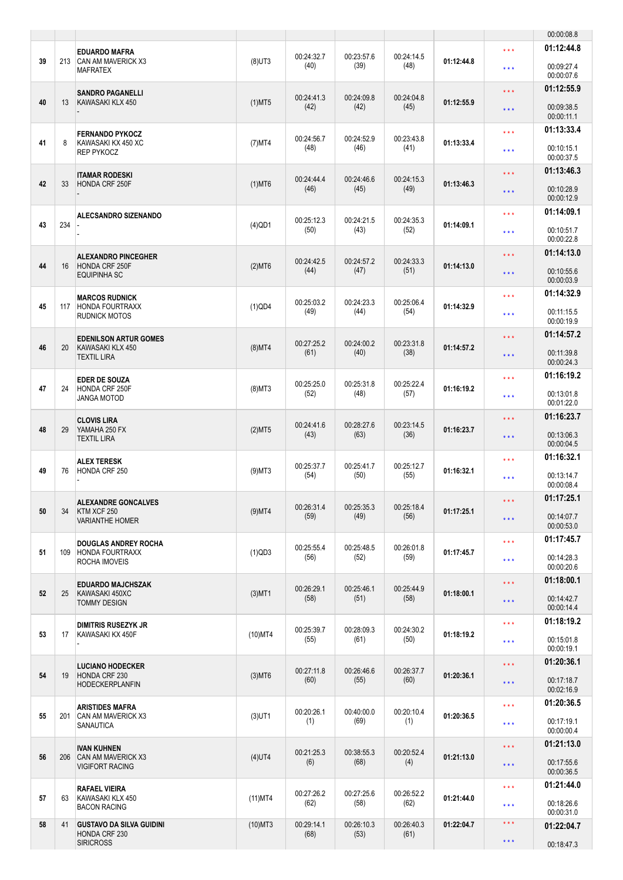| | | | | | | | | | |
|---|---|---|---|---|---|---|---|---|---|
| | | | | | | | | | 00:00:08.8 |
| 39 | 213 | **EDUARDO MAFRA**<br>CAN AM MAVERICK X3<br>MAFRATEX | (8)UT3 | 00:24:32.7<br>(40) | 00:23:57.6<br>(39) | 00:24:14.5<br>(48) | **01:12:44.8** | * * *<br>* * * | **01:12:44.8**<br>00:09:27.4<br>00:00:07.6 |
| 40 | 13 | **SANDRO PAGANELLI**<br>KAWASAKI KLX 450<br>- | (1)MT5 | 00:24:41.3<br>(42) | 00:24:09.8<br>(42) | 00:24:04.8<br>(45) | **01:12:55.9** | * * *<br>* * * | **01:12:55.9**<br>00:09:38.5<br>00:00:11.1 |
| 41 | 8 | **FERNANDO PYKOCZ**<br>KAWASAKI KX 450 XC<br>REP PYKOCZ | (7)MT4 | 00:24:56.7<br>(48) | 00:24:52.9<br>(46) | 00:23:43.8<br>(41) | **01:13:33.4** | * * *<br>* * * | **01:13:33.4**<br>00:10:15.1<br>00:00:37.5 |
| 42 | 33 | **ITAMAR RODESKI**<br>HONDA CRF 250F<br>- | (1)MT6 | 00:24:44.4<br>(46) | 00:24:46.6<br>(45) | 00:24:15.3<br>(49) | **01:13:46.3** | * * *<br>* * * | **01:13:46.3**<br>00:10:28.9<br>00:00:12.9 |
| 43 | 234 | **ALECSANDRO SIZENANDO**<br>-<br>- | (4)QD1 | 00:25:12.3<br>(50) | 00:24:21.5<br>(43) | 00:24:35.3<br>(52) | **01:14:09.1** | * * *<br>* * * | **01:14:09.1**<br>00:10:51.7<br>00:00:22.8 |
| 44 | 16 | **ALEXANDRO PINCEGHER**<br>HONDA CRF 250F<br>EQUIPINHA SC | (2)MT6 | 00:24:42.5<br>(44) | 00:24:57.2<br>(47) | 00:24:33.3<br>(51) | **01:14:13.0** | * * *<br>* * * | **01:14:13.0**<br>00:10:55.6<br>00:00:03.9 |
| 45 | 117 | **MARCOS RUDNICK**<br>HONDA FOURTRAXX<br>RUDNICK MOTOS | (1)QD4 | 00:25:03.2<br>(49) | 00:24:23.3<br>(44) | 00:25:06.4<br>(54) | **01:14:32.9** | * * *<br>* * * | **01:14:32.9**<br>00:11:15.5<br>00:00:19.9 |
| 46 | 20 | **EDENILSON ARTUR GOMES**<br>KAWASAKI KLX 450<br>TEXTIL LIRA | (8)MT4 | 00:27:25.2<br>(61) | 00:24:00.2<br>(40) | 00:23:31.8<br>(38) | **01:14:57.2** | * * *<br>* * * | **01:14:57.2**<br>00:11:39.8<br>00:00:24.3 |
| 47 | 24 | **EDER DE SOUZA**<br>HONDA CRF 250F<br>JANGA MOTOD | (8)MT3 | 00:25:25.0<br>(52) | 00:25:31.8<br>(48) | 00:25:22.4<br>(57) | **01:16:19.2** | * * *<br>* * * | **01:16:19.2**<br>00:13:01.8<br>00:01:22.0 |
| 48 | 29 | **CLOVIS LIRA**<br>YAMAHA 250 FX<br>TEXTIL LIRA | (2)MT5 | 00:24:41.6<br>(43) | 00:28:27.6<br>(63) | 00:23:14.5<br>(36) | **01:16:23.7** | * * *<br>* * * | **01:16:23.7**<br>00:13:06.3<br>00:00:04.5 |
| 49 | 76 | **ALEX TERESK**<br>HONDA CRF 250<br>- | (9)MT3 | 00:25:37.7<br>(54) | 00:25:41.7<br>(50) | 00:25:12.7<br>(55) | **01:16:32.1** | * * *<br>* * * | **01:16:32.1**<br>00:13:14.7<br>00:00:08.4 |
| 50 | 34 | **ALEXANDRE GONCALVES**<br>KTM XCF 250<br>VARIANTHE HOMER | (9)MT4 | 00:26:31.4<br>(59) | 00:25:35.3<br>(49) | 00:25:18.4<br>(56) | **01:17:25.1** | * * *<br>* * * | **01:17:25.1**<br>00:14:07.7<br>00:00:53.0 |
| 51 | 109 | **DOUGLAS ANDREY ROCHA**<br>HONDA FOURTRAXX<br>ROCHA IMOVEIS | (1)QD3 | 00:25:55.4<br>(56) | 00:25:48.5<br>(52) | 00:26:01.8<br>(59) | **01:17:45.7** | * * *<br>* * * | **01:17:45.7**<br>00:14:28.3<br>00:00:20.6 |
| 52 | 25 | **EDUARDO MAJCHSZAK**<br>KAWASAKI 450XC<br>TOMMY DESIGN | (3)MT1 | 00:26:29.1<br>(58) | 00:25:46.1<br>(51) | 00:25:44.9<br>(58) | **01:18:00.1** | * * *<br>* * * | **01:18:00.1**<br>00:14:42.7<br>00:00:14.4 |
| 53 | 17 | **DIMITRIS RUSEZYK JR**<br>KAWASAKI KX 450F<br>- | (10)MT4 | 00:25:39.7<br>(55) | 00:28:09.3<br>(61) | 00:24:30.2<br>(50) | **01:18:19.2** | * * *<br>* * * | **01:18:19.2**<br>00:15:01.8<br>00:00:19.1 |
| 54 | 19 | **LUCIANO HODECKER**<br>HONDA CRF 230<br>HODECKERPLANFIN | (3)MT6 | 00:27:11.8<br>(60) | 00:26:46.6<br>(55) | 00:26:37.7<br>(60) | **01:20:36.1** | * * *<br>* * * | **01:20:36.1**<br>00:17:18.7<br>00:02:16.9 |
| 55 | 201 | **ARISTIDES MAFRA**<br>CAN AM MAVERICK X3<br>SANAUTICA | (3)UT1 | 00:20:26.1<br>(1) | 00:40:00.0<br>(69) | 00:20:10.4<br>(1) | **01:20:36.5** | * * *<br>* * * | **01:20:36.5**<br>00:17:19.1<br>00:00:00.4 |
| 56 | 206 | **IVAN KUHNEN**<br>CAN AM MAVERICK X3<br>VIGIFORT RACING | (4)UT4 | 00:21:25.3<br>(6) | 00:38:55.3<br>(68) | 00:20:52.4<br>(4) | **01:21:13.0** | * * *<br>* * * | **01:21:13.0**<br>00:17:55.6<br>00:00:36.5 |
| 57 | 63 | **RAFAEL VIEIRA**<br>KAWASAKI KLX 450<br>BACON RACING | (11)MT4 | 00:27:26.2<br>(62) | 00:27:25.6<br>(58) | 00:26:52.2<br>(62) | **01:21:44.0** | * * *<br>* * * | **01:21:44.0**<br>00:18:26.6<br>00:00:31.0 |
| 58 | 41 | **GUSTAVO DA SILVA GUIDINI**<br>HONDA CRF 230<br>SIRICROSS | (10)MT3 | 00:29:14.1<br>(68) | 00:26:10.3<br>(53) | 00:26:40.3<br>(61) | **01:22:04.7** | * * *<br>* * * | **01:22:04.7**<br>00:18:47.3 |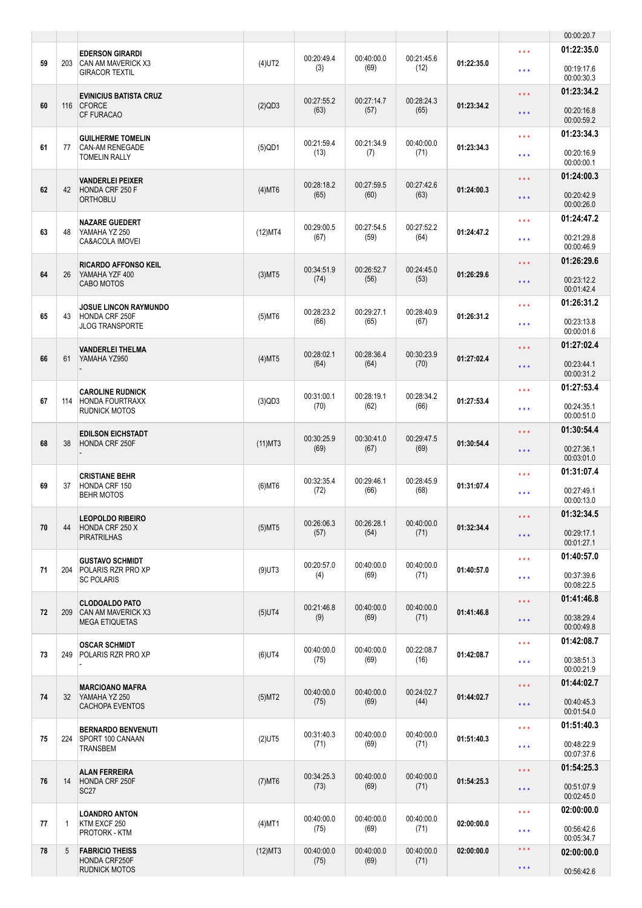| Pos | Nº | Piloto / Veículo / Equipe | Cat | Volta 1 | Volta 2 | Volta 3 | Total | | Tempo |
|---|---|---|---|---|---|---|---|---|---|
| | | | | | | | | | 00:00:20.7 |
| 59 | 203 | EDERSON GIRARDI<br>CAN AM MAVERICK X3<br>GIRACOR TEXTIL | (4)UT2 | 00:20:49.4<br>(3) | 00:40:00.0<br>(69) | 00:21:45.6<br>(12) | 01:22:35.0 | \*\*\*<br>\*\*\* | 01:22:35.0<br>00:19:17.6<br>00:00:30.3 |
| 60 | 116 | EVINICIUS BATISTA CRUZ<br>CFORCE<br>CF FURACAO | (2)QD3 | 00:27:55.2<br>(63) | 00:27:14.7<br>(57) | 00:28:24.3<br>(65) | 01:23:34.2 | \*\*\*<br>\*\*\* | 01:23:34.2<br>00:20:16.8<br>00:00:59.2 |
| 61 | 77 | GUILHERME TOMELIN<br>CAN-AM RENEGADE<br>TOMELIN RALLY | (5)QD1 | 00:21:59.4<br>(13) | 00:21:34.9<br>(7) | 00:40:00.0<br>(71) | 01:23:34.3 | \*\*\*<br>\*\*\* | 01:23:34.3<br>00:20:16.9<br>00:00:00.1 |
| 62 | 42 | VANDERLEI PEIXER<br>HONDA CRF 250 F<br>ORTHOBLU | (4)MT6 | 00:28:18.2<br>(65) | 00:27:59.5<br>(60) | 00:27:42.6<br>(63) | 01:24:00.3 | \*\*\*<br>\*\*\* | 01:24:00.3<br>00:20:42.9<br>00:00:26.0 |
| 63 | 48 | NAZARE GUEDERT<br>YAMAHA YZ 250<br>CA&ACOLA IMOVEI | (12)MT4 | 00:29:00.5<br>(67) | 00:27:54.5<br>(59) | 00:27:52.2<br>(64) | 01:24:47.2 | \*\*\*<br>\*\*\* | 01:24:47.2<br>00:21:29.8<br>00:00:46.9 |
| 64 | 26 | RICARDO AFFONSO KEIL<br>YAMAHA YZF 400<br>CABO MOTOS | (3)MT5 | 00:34:51.9<br>(74) | 00:26:52.7<br>(56) | 00:24:45.0<br>(53) | 01:26:29.6 | \*\*\*<br>\*\*\* | 01:26:29.6<br>00:23:12.2<br>00:01:42.4 |
| 65 | 43 | JOSUE LINCON RAYMUNDO<br>HONDA CRF 250F<br>JLOG TRANSPORTE | (5)MT6 | 00:28:23.2<br>(66) | 00:29:27.1<br>(65) | 00:28:40.9<br>(67) | 01:26:31.2 | \*\*\*<br>\*\*\* | 01:26:31.2<br>00:23:13.8<br>00:00:01.6 |
| 66 | 61 | VANDERLEI THELMA<br>YAMAHA YZ950<br>- | (4)MT5 | 00:28:02.1<br>(64) | 00:28:36.4<br>(64) | 00:30:23.9<br>(70) | 01:27:02.4 | \*\*\*<br>\*\*\* | 01:27:02.4<br>00:23:44.1<br>00:00:31.2 |
| 67 | 114 | CAROLINE RUDNICK<br>HONDA FOURTRAXX<br>RUDNICK MOTOS | (3)QD3 | 00:31:00.1<br>(70) | 00:28:19.1<br>(62) | 00:28:34.2<br>(66) | 01:27:53.4 | \*\*\*<br>\*\*\* | 01:27:53.4<br>00:24:35.1<br>00:00:51.0 |
| 68 | 38 | EDILSON EICHSTADT<br>HONDA CRF 250F<br>- | (11)MT3 | 00:30:25.9<br>(69) | 00:30:41.0<br>(67) | 00:29:47.5<br>(69) | 01:30:54.4 | \*\*\*<br>\*\*\* | 01:30:54.4<br>00:27:36.1<br>00:03:01.0 |
| 69 | 37 | CRISTIANE BEHR<br>HONDA CRF 150<br>BEHR MOTOS | (6)MT6 | 00:32:35.4<br>(72) | 00:29:46.1<br>(66) | 00:28:45.9<br>(68) | 01:31:07.4 | \*\*\*<br>\*\*\* | 01:31:07.4<br>00:27:49.1<br>00:00:13.0 |
| 70 | 44 | LEOPOLDO RIBEIRO<br>HONDA CRF 250 X<br>PIRATRILHAS | (5)MT5 | 00:26:06.3<br>(57) | 00:26:28.1<br>(54) | 00:40:00.0<br>(71) | 01:32:34.4 | \*\*\*<br>\*\*\* | 01:32:34.5<br>00:29:17.1<br>00:01:27.1 |
| 71 | 204 | GUSTAVO SCHMIDT<br>POLARIS RZR PRO XP<br>SC POLARIS | (9)UT3 | 00:20:57.0<br>(4) | 00:40:00.0<br>(69) | 00:40:00.0<br>(71) | 01:40:57.0 | \*\*\*<br>\*\*\* | 01:40:57.0<br>00:37:39.6<br>00:08:22.5 |
| 72 | 209 | CLODOALDO PATO<br>CAN AM MAVERICK X3<br>MEGA ETIQUETAS | (5)UT4 | 00:21:46.8<br>(9) | 00:40:00.0<br>(69) | 00:40:00.0<br>(71) | 01:41:46.8 | \*\*\*<br>\*\*\* | 01:41:46.8<br>00:38:29.4<br>00:00:49.8 |
| 73 | 249 | OSCAR SCHMIDT<br>POLARIS RZR PRO XP<br>- | (6)UT4 | 00:40:00.0<br>(75) | 00:40:00.0<br>(69) | 00:22:08.7<br>(16) | 01:42:08.7 | \*\*\*<br>\*\*\* | 01:42:08.7<br>00:38:51.3<br>00:00:21.9 |
| 74 | 32 | MARCIOANO MAFRA<br>YAMAHA YZ 250<br>CACHOPA EVENTOS | (5)MT2 | 00:40:00.0<br>(75) | 00:40:00.0<br>(69) | 00:24:02.7<br>(44) | 01:44:02.7 | \*\*\*<br>\*\*\* | 01:44:02.7<br>00:40:45.3<br>00:01:54.0 |
| 75 | 224 | BERNARDO BENVENUTI<br>SPORT 100 CANAAN<br>TRANSBEM | (2)UT5 | 00:31:40.3<br>(71) | 00:40:00.0<br>(69) | 00:40:00.0<br>(71) | 01:51:40.3 | \*\*\*<br>\*\*\* | 01:51:40.3<br>00:48:22.9<br>00:07:37.6 |
| 76 | 14 | ALAN FERREIRA<br>HONDA CRF 250F<br>SC27 | (7)MT6 | 00:34:25.3<br>(73) | 00:40:00.0<br>(69) | 00:40:00.0<br>(71) | 01:54:25.3 | \*\*\*<br>\*\*\* | 01:54:25.3<br>00:51:07.9<br>00:02:45.0 |
| 77 | 1 | LOANDRO ANTON<br>KTM EXCF 250<br>PROTORK - KTM | (4)MT1 | 00:40:00.0<br>(75) | 00:40:00.0<br>(69) | 00:40:00.0<br>(71) | 02:00:00.0 | \*\*\*<br>\*\*\* | 02:00:00.0<br>00:56:42.6<br>00:05:34.7 |
| 78 | 5 | FABRICIO THEISS<br>HONDA CRF250F<br>RUDNICK MOTOS | (12)MT3 | 00:40:00.0<br>(75) | 00:40:00.0<br>(69) | 00:40:00.0<br>(71) | 02:00:00.0 | \*\*\*<br>\*\*\* | 02:00:00.0<br>00:56:42.6 |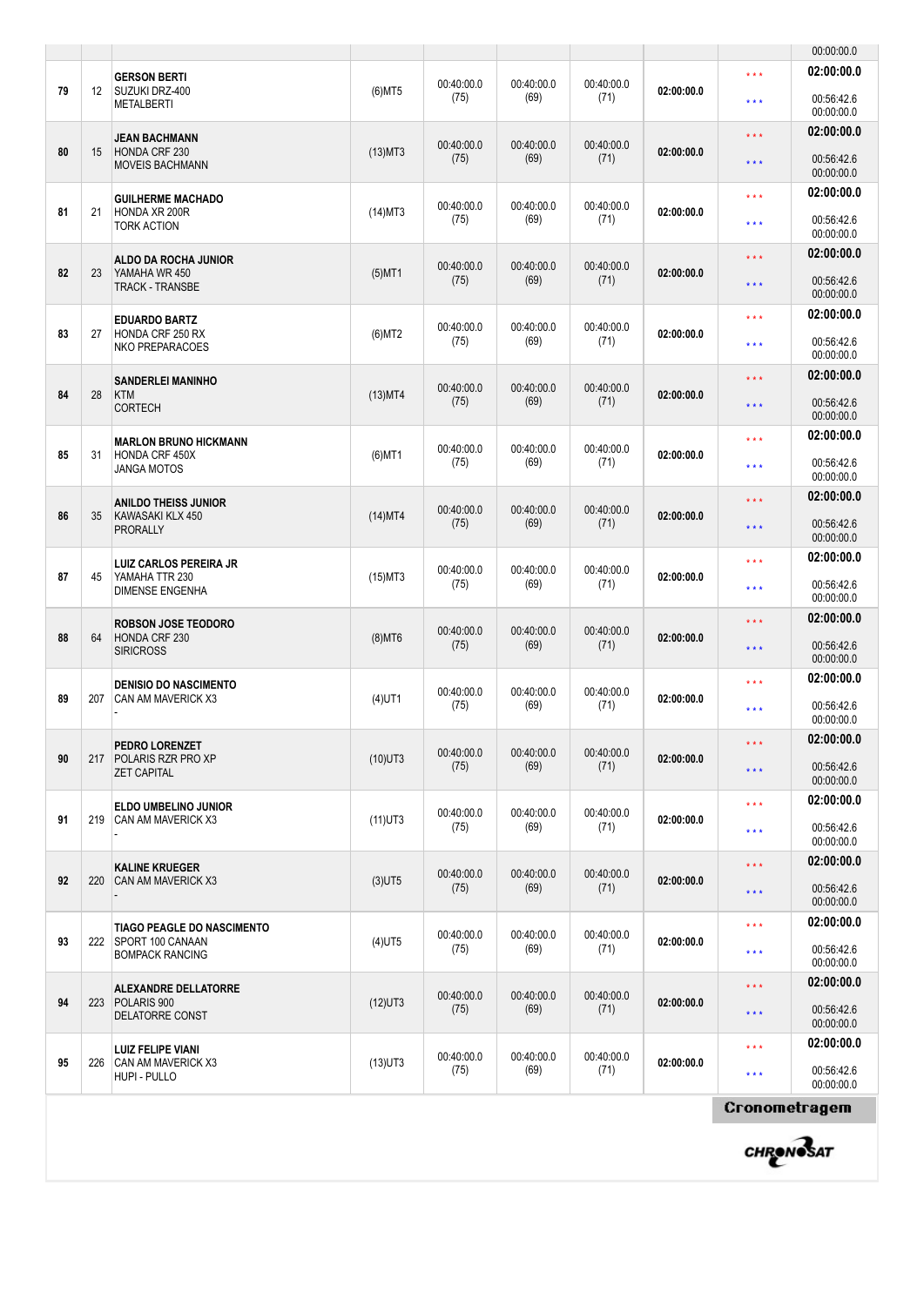| | | | | | | | | | |
|---|---|---|---|---|---|---|---|---|---|
| | | | | | | | | | 00:00:00.0 |
| 79 | 12 | **GERSON BERTI**<br>SUZUKI DRZ-400<br>METALBERTI | (6)MT5 | 00:40:00.0<br>(75) | 00:40:00.0<br>(69) | 00:40:00.0<br>(71) | 02:00:00.0 | \* \* \*<br>\* \* \* | **02:00:00.0**<br>00:56:42.6<br>00:00:00.0 |
| 80 | 15 | **JEAN BACHMANN**<br>HONDA CRF 230<br>MOVEIS BACHMANN | (13)MT3 | 00:40:00.0<br>(75) | 00:40:00.0<br>(69) | 00:40:00.0<br>(71) | 02:00:00.0 | \* \* \*<br>\* \* \* | **02:00:00.0**<br>00:56:42.6<br>00:00:00.0 |
| 81 | 21 | **GUILHERME MACHADO**<br>HONDA XR 200R<br>TORK ACTION | (14)MT3 | 00:40:00.0<br>(75) | 00:40:00.0<br>(69) | 00:40:00.0<br>(71) | 02:00:00.0 | \* \* \*<br>\* \* \* | **02:00:00.0**<br>00:56:42.6<br>00:00:00.0 |
| 82 | 23 | **ALDO DA ROCHA JUNIOR**<br>YAMAHA WR 450<br>TRACK - TRANSBE | (5)MT1 | 00:40:00.0<br>(75) | 00:40:00.0<br>(69) | 00:40:00.0<br>(71) | 02:00:00.0 | \* \* \*<br>\* \* \* | **02:00:00.0**<br>00:56:42.6<br>00:00:00.0 |
| 83 | 27 | **EDUARDO BARTZ**<br>HONDA CRF 250 RX<br>NKO PREPARACOES | (6)MT2 | 00:40:00.0<br>(75) | 00:40:00.0<br>(69) | 00:40:00.0<br>(71) | 02:00:00.0 | \* \* \*<br>\* \* \* | **02:00:00.0**<br>00:56:42.6<br>00:00:00.0 |
| 84 | 28 | **SANDERLEI MANINHO**<br>KTM<br>CORTECH | (13)MT4 | 00:40:00.0<br>(75) | 00:40:00.0<br>(69) | 00:40:00.0<br>(71) | 02:00:00.0 | \* \* \*<br>\* \* \* | **02:00:00.0**<br>00:56:42.6<br>00:00:00.0 |
| 85 | 31 | **MARLON BRUNO HICKMANN**<br>HONDA CRF 450X<br>JANGA MOTOS | (6)MT1 | 00:40:00.0<br>(75) | 00:40:00.0<br>(69) | 00:40:00.0<br>(71) | 02:00:00.0 | \* \* \*<br>\* \* \* | **02:00:00.0**<br>00:56:42.6<br>00:00:00.0 |
| 86 | 35 | **ANILDO THEISS JUNIOR**<br>KAWASAKI KLX 450<br>PRORALLY | (14)MT4 | 00:40:00.0<br>(75) | 00:40:00.0<br>(69) | 00:40:00.0<br>(71) | 02:00:00.0 | \* \* \*<br>\* \* \* | **02:00:00.0**<br>00:56:42.6<br>00:00:00.0 |
| 87 | 45 | **LUIZ CARLOS PEREIRA JR**<br>YAMAHA TTR 230<br>DIMENSE ENGENHA | (15)MT3 | 00:40:00.0<br>(75) | 00:40:00.0<br>(69) | 00:40:00.0<br>(71) | 02:00:00.0 | \* \* \*<br>\* \* \* | **02:00:00.0**<br>00:56:42.6<br>00:00:00.0 |
| 88 | 64 | **ROBSON JOSE TEODORO**<br>HONDA CRF 230<br>SIRICROSS | (8)MT6 | 00:40:00.0<br>(75) | 00:40:00.0<br>(69) | 00:40:00.0<br>(71) | 02:00:00.0 | \* \* \*<br>\* \* \* | **02:00:00.0**<br>00:56:42.6<br>00:00:00.0 |
| 89 | 207 | **DENISIO DO NASCIMENTO**<br>CAN AM MAVERICK X3<br>- | (4)UT1 | 00:40:00.0<br>(75) | 00:40:00.0<br>(69) | 00:40:00.0<br>(71) | 02:00:00.0 | \* \* \*<br>\* \* \* | **02:00:00.0**<br>00:56:42.6<br>00:00:00.0 |
| 90 | 217 | **PEDRO LORENZET**<br>POLARIS RZR PRO XP<br>ZET CAPITAL | (10)UT3 | 00:40:00.0<br>(75) | 00:40:00.0<br>(69) | 00:40:00.0<br>(71) | 02:00:00.0 | \* \* \*<br>\* \* \* | **02:00:00.0**<br>00:56:42.6<br>00:00:00.0 |
| 91 | 219 | **ELDO UMBELINO JUNIOR**<br>CAN AM MAVERICK X3<br>- | (11)UT3 | 00:40:00.0<br>(75) | 00:40:00.0<br>(69) | 00:40:00.0<br>(71) | 02:00:00.0 | \* \* \*<br>\* \* \* | **02:00:00.0**<br>00:56:42.6<br>00:00:00.0 |
| 92 | 220 | **KALINE KRUEGER**<br>CAN AM MAVERICK X3<br>- | (3)UT5 | 00:40:00.0<br>(75) | 00:40:00.0<br>(69) | 00:40:00.0<br>(71) | 02:00:00.0 | \* \* \*<br>\* \* \* | **02:00:00.0**<br>00:56:42.6<br>00:00:00.0 |
| 93 | 222 | **TIAGO PEAGLE DO NASCIMENTO**<br>SPORT 100 CANAAN<br>BOMPACK RANCING | (4)UT5 | 00:40:00.0<br>(75) | 00:40:00.0<br>(69) | 00:40:00.0<br>(71) | 02:00:00.0 | \* \* \*<br>\* \* \* | **02:00:00.0**<br>00:56:42.6<br>00:00:00.0 |
| 94 | 223 | **ALEXANDRE DELLATORRE**<br>POLARIS 900<br>DELATORRE CONST | (12)UT3 | 00:40:00.0<br>(75) | 00:40:00.0<br>(69) | 00:40:00.0<br>(71) | 02:00:00.0 | \* \* \*<br>\* \* \* | **02:00:00.0**<br>00:56:42.6<br>00:00:00.0 |
| 95 | 226 | **LUIZ FELIPE VIANI**<br>CAN AM MAVERICK X3<br>HUPI - PULLO | (13)UT3 | 00:40:00.0<br>(75) | 00:40:00.0<br>(69) | 00:40:00.0<br>(71) | 02:00:00.0 | \* \* \*<br>\* \* \* | **02:00:00.0**<br>00:56:42.6<br>00:00:00.0 |

**Cronometragem**

CHRONOSAT